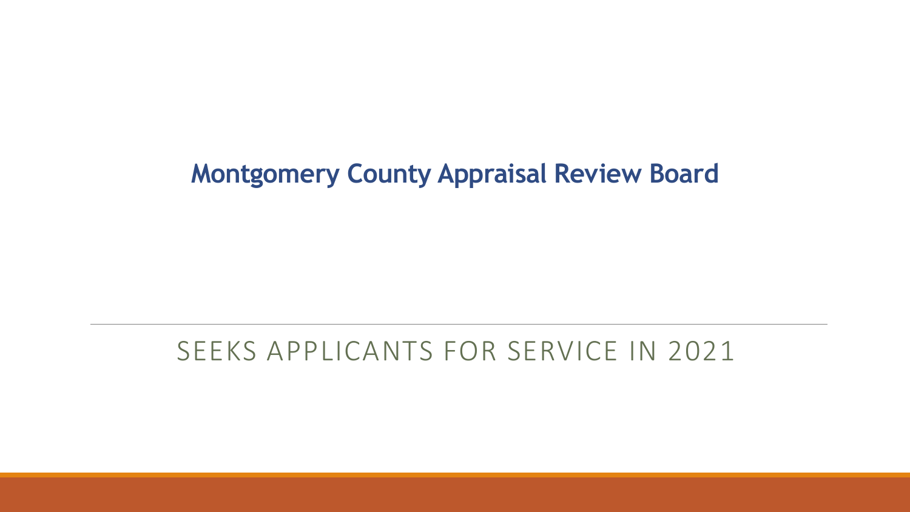# Montgomery County Appraisal Review Board

## SEEKS APPLICANTS FOR SERVICE IN 2021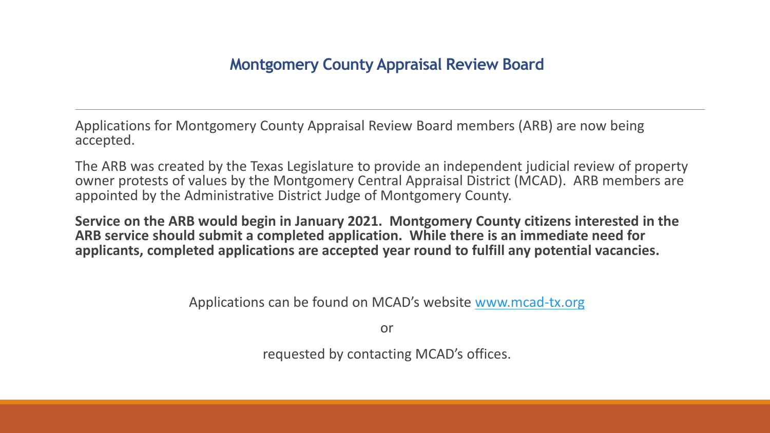## Montgomery County Appraisal Review Board

Applications for Montgomery County Appraisal Review Board members (ARB) are now being accepted.

The ARB was created by the Texas Legislature to provide an independent judicial review of property owner protests of values by the Montgomery Central Appraisal District (MCAD). ARB members are appointed by the Administrative District Judge of Montgomery County.

**Service on the ARB would begin in January 2021. Montgomery County citizens interested in the ARB service should submit a completed application. While there is an immediate need for applicants, completed applications are accepted year round to fulfill any potential vacancies.**

Applications can be found on MCAD's website [www.mcad-tx.org](http://www.mcad-tx.org)

or

requested by contacting MCAD's offices.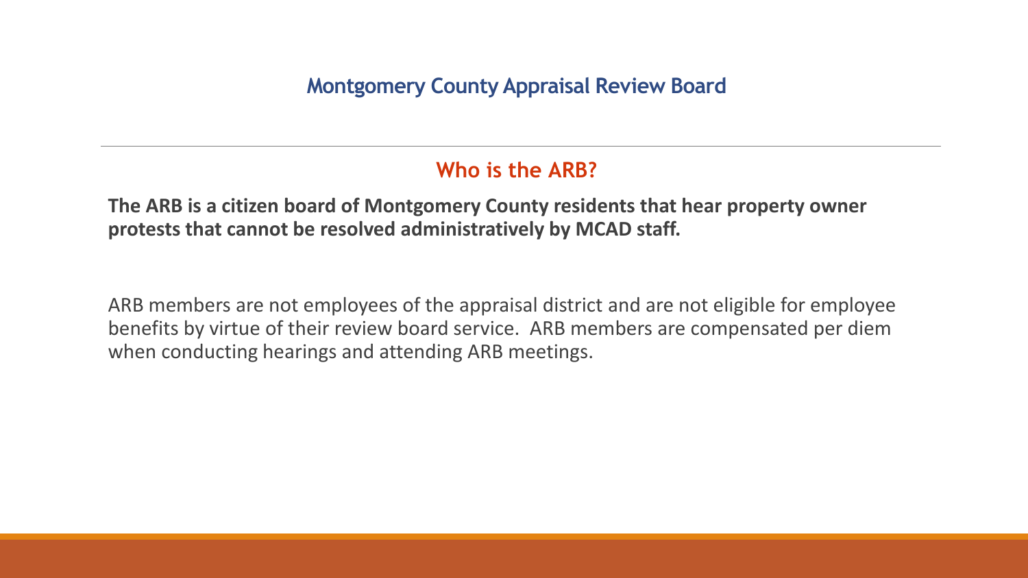## Montgomery County Appraisal Review Board

### Who is the ARB?

**The ARB is a citizen board of Montgomery County residents that hear property owner protests that cannot be resolved administratively by MCAD staff.**

ARB members are not employees of the appraisal district and are not eligible for employee benefits by virtue of their review board service. ARB members are compensated per diem when conducting hearings and attending ARB meetings.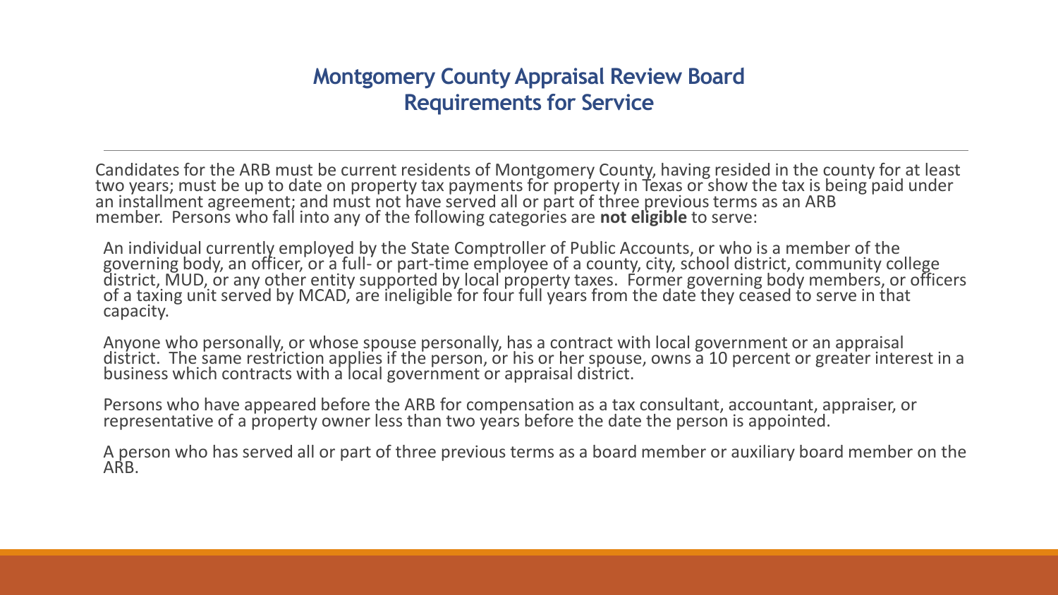## Montgomery County Appraisal Review Board
## Requirements for Service

Candidates for the ARB must be current residents of Montgomery County, having resided in the county for at least two years; must be up to date on property tax payments for property in Texas or show the tax is being paid under an installment agreement; and must not have served all or part of three previous terms as an ARB member. Persons who fall into any of the following categories are **not eligible** to serve:

An individual currently employed by the State Comptroller of Public Accounts, or who is a member of the governing body, an officer, or a full- or part-time employee of a county, city, school district, community college district, MUD, or any other entity supported by local property taxes. Former governing body members, or officers of a taxing unit served by MCAD, are ineligible for four full years from the date they ceased to serve in that capacity.

Anyone who personally, or whose spouse personally, has a contract with local government or an appraisal district. The same restriction applies if the person, or his or her spouse, owns a 10 percent or greater interest in a business which contracts with a local government or appraisal district.

Persons who have appeared before the ARB for compensation as a tax consultant, accountant, appraiser, or representative of a property owner less than two years before the date the person is appointed.

A person who has served all or part of three previous terms as a board member or auxiliary board member on the ARB.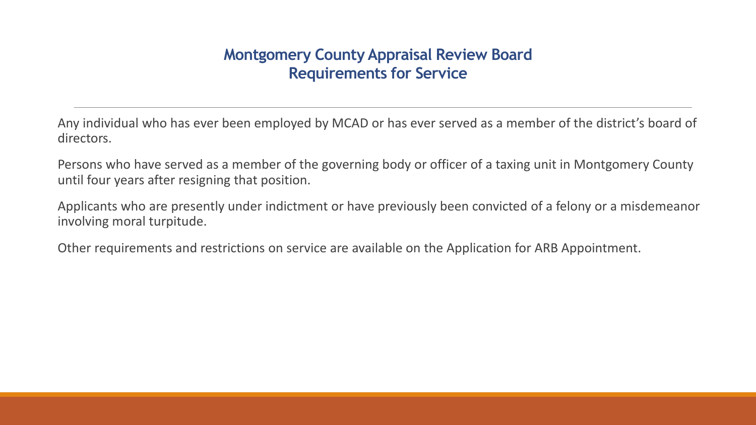## Montgomery County Appraisal Review Board
## Requirements for Service

Any individual who has ever been employed by MCAD or has ever served as a member of the district's board of directors.

Persons who have served as a member of the governing body or officer of a taxing unit in Montgomery County until four years after resigning that position.

Applicants who are presently under indictment or have previously been convicted of a felony or a misdemeanor involving moral turpitude.

Other requirements and restrictions on service are available on the Application for ARB Appointment.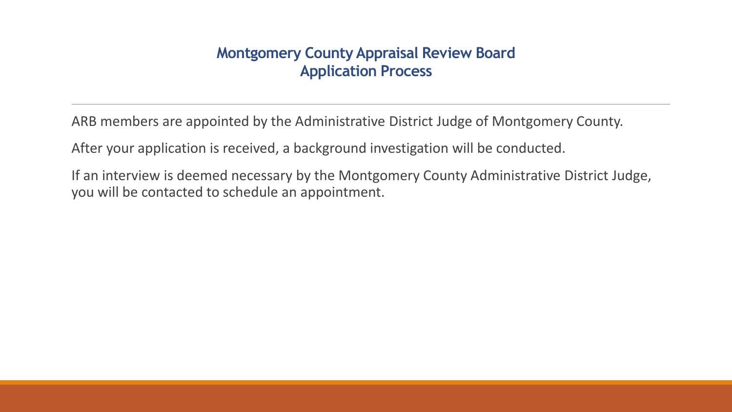## Montgomery County Appraisal Review Board
## Application Process

ARB members are appointed by the Administrative District Judge of Montgomery County.

After your application is received, a background investigation will be conducted.

If an interview is deemed necessary by the Montgomery County Administrative District Judge, you will be contacted to schedule an appointment.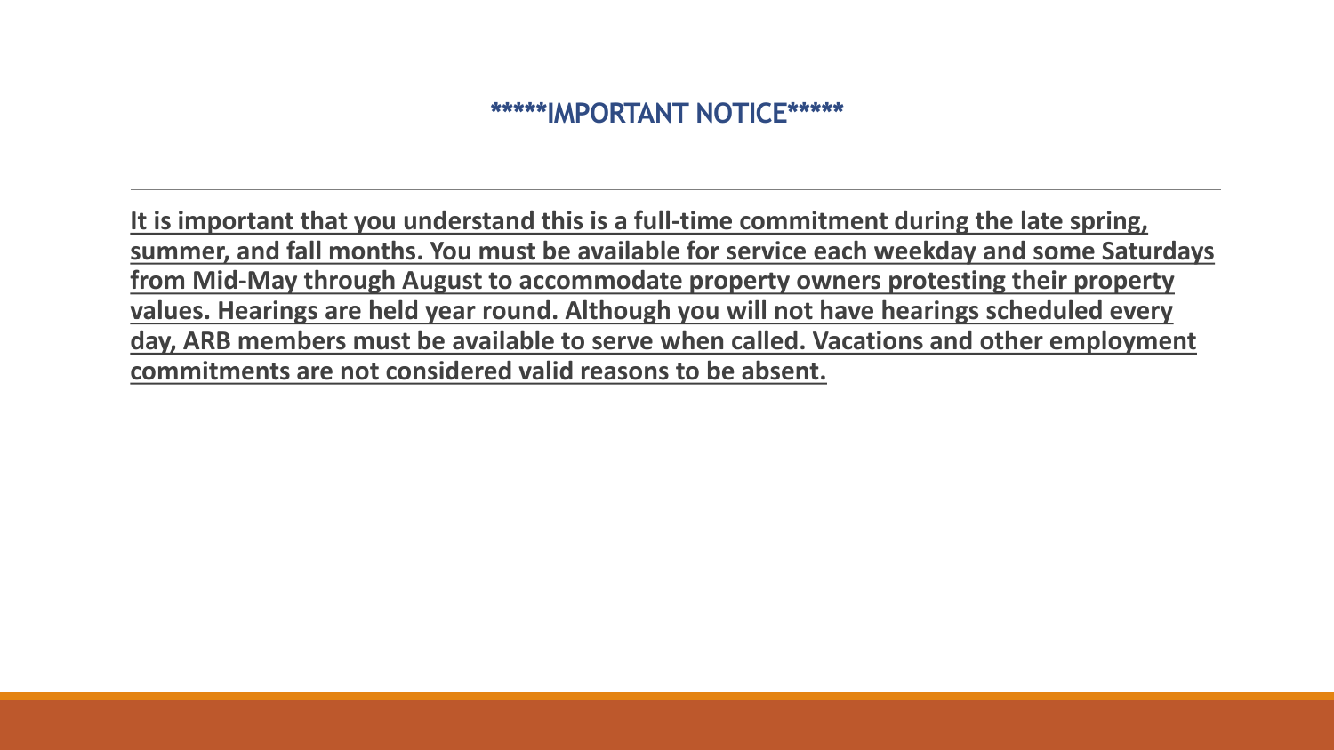## *****IMPORTANT NOTICE*****

**It is important that you understand this is a full-time commitment during the late spring, summer, and fall months. You must be available for service each weekday and some Saturdays from Mid-May through August to accommodate property owners protesting their property values. Hearings are held year round. Although you will not have hearings scheduled every day, ARB members must be available to serve when called. Vacations and other employment commitments are not considered valid reasons to be absent.**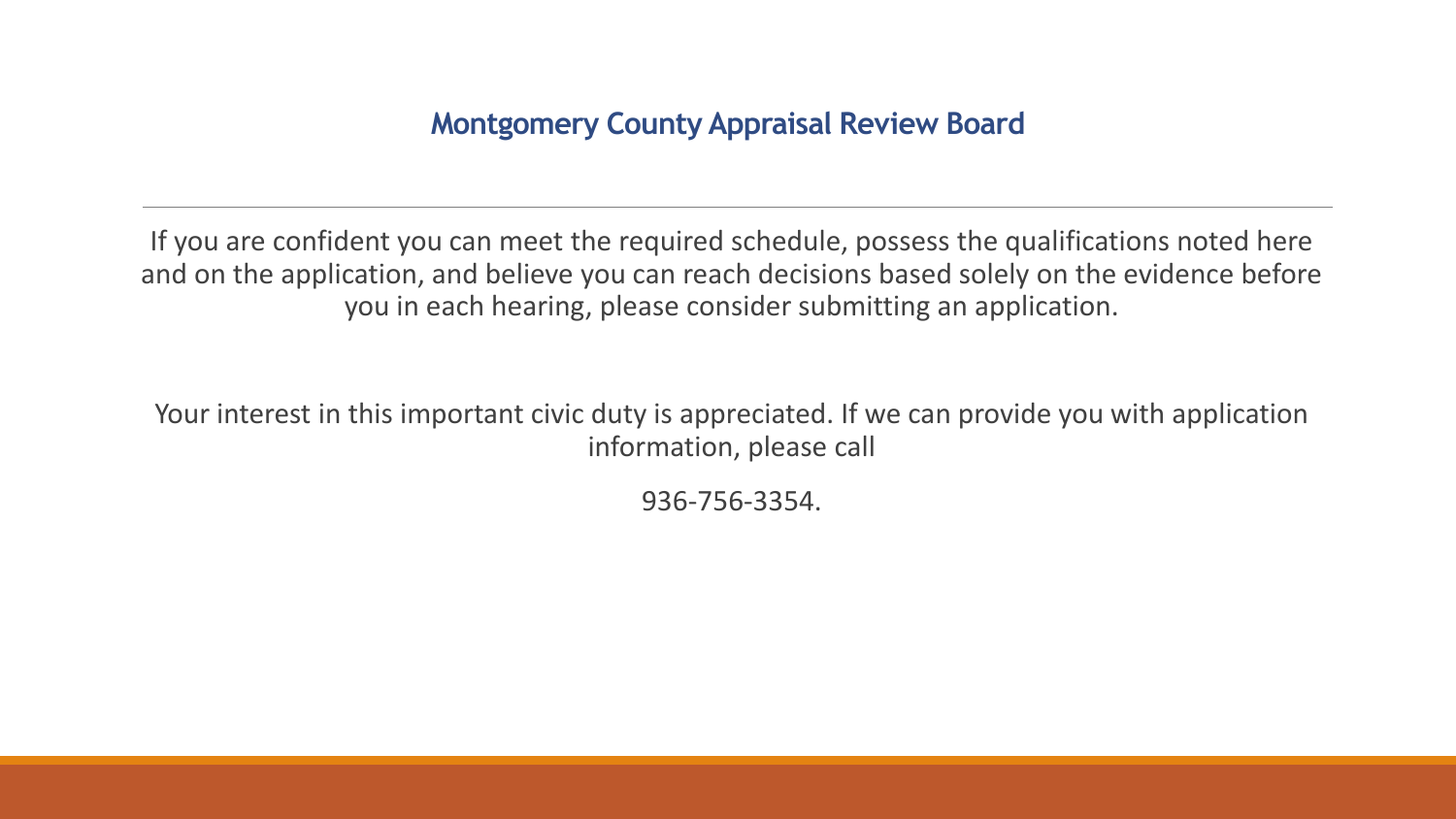## Montgomery County Appraisal Review Board

If you are confident you can meet the required schedule, possess the qualifications noted here and on the application, and believe you can reach decisions based solely on the evidence before you in each hearing, please consider submitting an application.

Your interest in this important civic duty is appreciated. If we can provide you with application information, please call

936-756-3354.